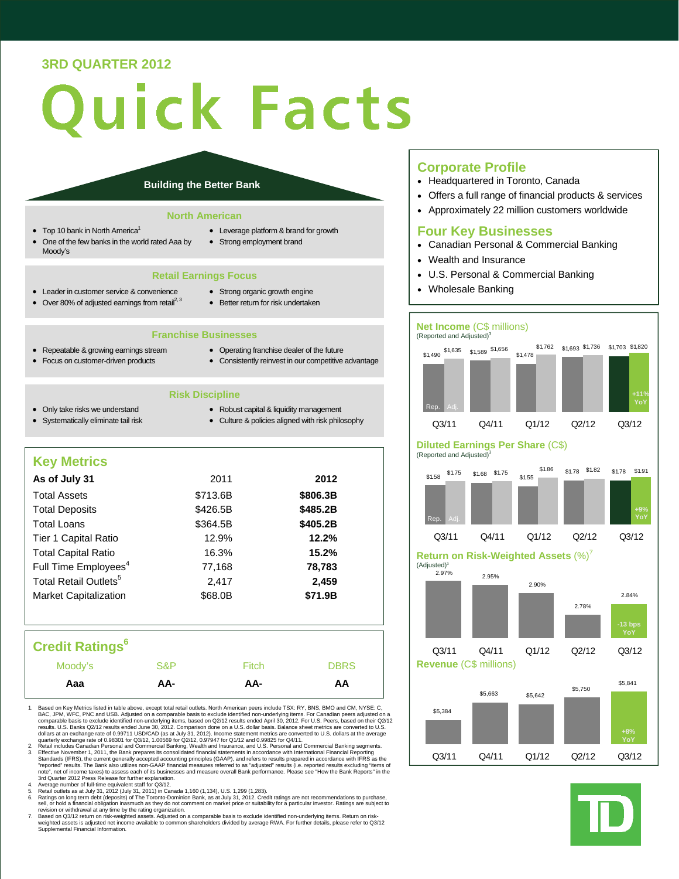3RD QUARTER 2012

# Quick Facts

## Building the Better Bank

### North American

- Top 10 bank in North America[1]
- One of the few banks in the world rated Aaa by Moody's
- Leverage platform & brand for growth
- Strong employment brand

### Retail Earnings Focus

- Leader in customer service & convenience
- Over 80% of adjusted earnings from retail[2,3]
- Strong organic growth engine
- Better return for risk undertaken

### Franchise Businesses

- Repeatable & growing earnings stream
- Focus on customer-driven products
- Operating franchise dealer of the future
- Consistently reinvest in our competitive advantage

### Risk Discipline

- Only take risks we understand
- Systematically eliminate tail risk
- Robust capital & liquidity management
- Culture & policies aligned with risk philosophy

## Key Metrics

| As of July 31 | 2011 | 2012 |
|---|---|---|
| Total Assets | $713.6B | **$806.3B** |
| Total Deposits | $426.5B | **$485.2B** |
| Total Loans | $364.5B | **$405.2B** |
| Tier 1 Capital Ratio | 12.9% | **12.2%** |
| Total Capital Ratio | 16.3% | **15.2%** |
| Full Time Employees[4] | 77,168 | **78,783** |
| Total Retail Outlets[5] | 2,417 | **2,459** |
| Market Capitalization | $68.0B | **$71.9B** |

## Credit Ratings[6]

| Moody's | S&P | Fitch | DBRS |
|---|---|---|---|
| **Aaa** | **AA-** | **AA-** | **AA** |

## Corporate Profile

- Headquartered in Toronto, Canada
- Offers a full range of financial products & services
- Approximately 22 million customers worldwide

## Four Key Businesses

- Canadian Personal & Commercial Banking
- Wealth and Insurance
- U.S. Personal & Commercial Banking
- Wholesale Banking

## Net Income (C$ millions)

(Reported and Adjusted)[3]

| | Q3/11 | Q4/11 | Q1/12 | Q2/12 | Q3/12 |
|---|---|---|---|---|---|
| Rep. | $1,490 | $1,589 | $1,478 | $1,693 | $1,703 |
| Adj. | $1,635 | $1,656 | $1,762 | $1,736 | $1,820 |

Q3/12: +11% YoY

## Diluted Earnings Per Share (C$)

(Reported and Adjusted)[3]

| | Q3/11 | Q4/11 | Q1/12 | Q2/12 | Q3/12 |
|---|---|---|---|---|---|
| Rep. | $1.58 | $1.68 | $1.55 | $1.78 | $1.78 |
| Adj. | $1.75 | $1.75 | $1.86 | $1.82 | $1.91 |

Q3/12: +9% YoY

## Return on Risk-Weighted Assets (%)[7]

(Adjusted)[3]

| Q3/11 | Q4/11 | Q1/12 | Q2/12 | Q3/12 |
|---|---|---|---|---|
| 2.97% | 2.95% | 2.90% | 2.78% | 2.84% |

Q3/12: -13 bps YoY

## Revenue (C$ millions)

| Q3/11 | Q4/11 | Q1/12 | Q2/12 | Q3/12 |
|---|---|---|---|---|
| $5,384 | $5,663 | $5,642 | $5,750 | $5,841 |

Q3/12: +8% YoY

1. Based on Key Metrics listed in table above, except total retail outlets. North American peers include TSX: RY, BNS, BMO and CM, NYSE: C, BAC, JPM, WFC, PNC and USB. Adjusted on a comparable basis to exclude identified non-underlying items. For Canadian peers adjusted on a comparable basis to exclude identified non-underlying items, based on Q2/12 results ended April 30, 2012. For U.S. Peers, based on their Q2/12 results. U.S. Banks Q2/12 results ended June 30, 2012. Comparison done on a U.S. dollar basis. Balance sheet metrics are converted to U.S. dollars at an exchange rate of 0.99711 USD/CAD (as at July 31, 2012). Income statement metrics are converted to U.S. dollars at the average quarterly exchange rate of 0.98301 for Q3/12, 1.00569 for Q2/12, 0.97947 for Q1/12 and 0.99825 for Q4/11.
2. Retail includes Canadian Personal and Commercial Banking, Wealth and Insurance, and U.S. Personal and Commercial Banking segments.
3. Effective November 1, 2011, the Bank prepares its consolidated financial statements in accordance with International Financial Reporting Standards (IFRS), the current generally accepted accounting principles (GAAP), and refers to results prepared in accordance with IFRS as the "reported" results. The Bank also utilizes non-GAAP financial measures referred to as "adjusted" results (i.e. reported results excluding "items of note", net of income taxes) to assess each of its businesses and measure overall Bank performance. Please see "How the Bank Reports" in the 3rd Quarter 2012 Press Release for further explanation.
4. Average number of full-time equivalent staff for Q3/12.
5. Retail outlets as at July 31, 2012 (July 31, 2011) in Canada 1,160 (1,134), U.S. 1,299 (1,283).
6. Ratings on long term debt (deposits) of The Toronto-Dominion Bank, as at July 31, 2012. Credit ratings are not recommendations to purchase, sell, or hold a financial obligation inasmuch as they do not comment on market price or suitability for a particular investor. Ratings are subject to revision or withdrawal at any time by the rating organization.
7. Based on Q3/12 return on risk-weighted assets. Adjusted on a comparable basis to exclude identified non-underlying items. Return on risk-weighted assets is adjusted net income available to common shareholders divided by average RWA. For further details, please refer to Q3/12 Supplemental Financial Information.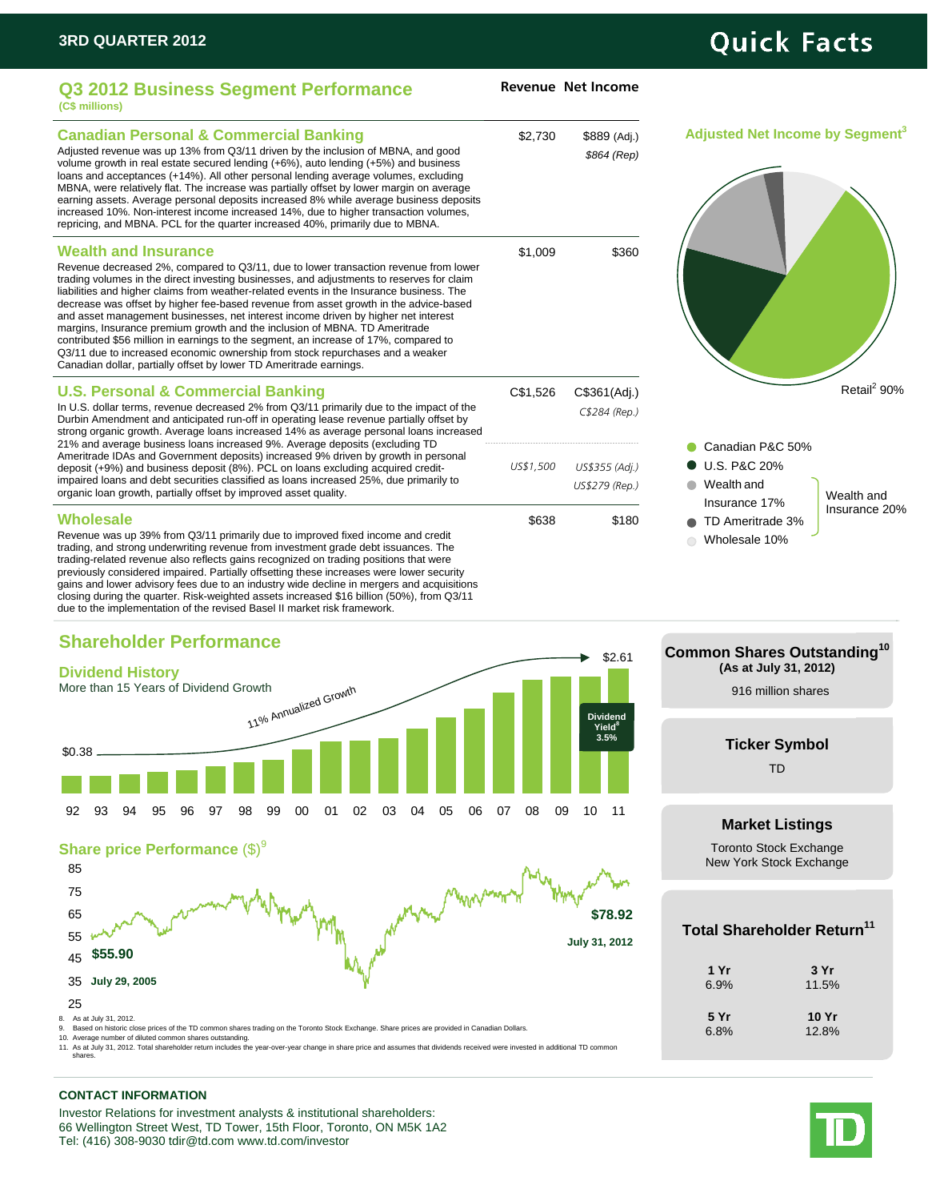3RD QUARTER 2012

# Quick Facts

## Q3 2012 Business Segment Performance
(C$ millions)

| | Revenue | Net Income |
|---|---|---|
| **Canadian Personal & Commercial Banking** Adjusted revenue was up 13% from Q3/11 driven by the inclusion of MBNA, and good volume growth in real estate secured lending (+6%), auto lending (+5%) and business loans and acceptances (+14%). All other personal lending average volumes, excluding MBNA, were relatively flat. The increase was partially offset by lower margin on average earning assets. Average personal deposits increased 8% while average business deposits increased 10%. Non-interest income increased 14%, due to higher transaction volumes, repricing, and MBNA. PCL for the quarter increased 40%, primarily due to MBNA. | $2,730 | $889 (Adj.) *$864 (Rep)* |
| **Wealth and Insurance** Revenue decreased 2%, compared to Q3/11, due to lower transaction revenue from lower trading volumes in the direct investing businesses, and adjustments to reserves for claim liabilities and higher claims from weather-related events in the Insurance business. The decrease was offset by higher fee-based revenue from asset growth in the advice-based and asset management businesses, net interest income driven by higher net interest margins, Insurance premium growth and the inclusion of MBNA. TD Ameritrade contributed $56 million in earnings to the segment, an increase of 17%, compared to Q3/11 due to increased economic ownership from stock repurchases and a weaker Canadian dollar, partially offset by lower TD Ameritrade earnings. | $1,009 | $360 |
| **U.S. Personal & Commercial Banking** In U.S. dollar terms, revenue decreased 2% from Q3/11 primarily due to the impact of the Durbin Amendment and anticipated run-off in operating lease revenue partially offset by strong organic growth. Average loans increased 14% as average personal loans increased 21% and average business loans increased 9%. Average deposits (excluding TD Ameritrade IDAs and Government deposits) increased 9% driven by growth in personal deposit (+9%) and business deposit (8%). PCL on loans excluding acquired credit-impaired loans and debt securities classified as loans increased 25%, due primarily to organic loan growth, partially offset by improved asset quality. | C$1,526 *US$1,500* | C$361(Adj.) *C$284 (Rep.)* *US$355 (Adj.)* *US$279 (Rep.)* |
| **Wholesale** Revenue was up 39% from Q3/11 primarily due to improved fixed income and credit trading, and strong underwriting revenue from investment grade debt issuances. The trading-related revenue also reflects gains recognized on trading positions that were previously considered impaired. Partially offsetting these increases were lower security gains and lower advisory fees due to an industry wide decline in mergers and acquisitions closing during the quarter. Risk-weighted assets increased $16 billion (50%), from Q3/11 due to the implementation of the revised Basel II market risk framework. | $638 | $180 |

### Adjusted Net Income by Segment[3]

Retail[2] 90%

- Canadian P&C 50%
- U.S. P&C 20%
- Wealth and Insurance 17%
- TD Ameritrade 3%
- Wholesale 10%

Wealth and Insurance 20%

## Shareholder Performance

### Dividend History
More than 15 Years of Dividend Growth

$0.38
11% Annualized Growth
$2.61
Dividend Yield[8] 3.5%
92 93 94 95 96 97 98 99 00 01 02 03 04 05 06 07 08 09 10 11

### Share price Performance ($)[9]

85 75 65 55 45 35 25
$55.90 July 29, 2005
$78.92 July 31, 2012

### Common Shares Outstanding[10]
(As at July 31, 2012)

916 million shares

### Ticker Symbol

TD

### Market Listings

Toronto Stock Exchange
New York Stock Exchange

### Total Shareholder Return[11]

| 1 Yr | 3 Yr |
|---|---|
| 6.9% | 11.5% |
| **5 Yr** | **10 Yr** |
| 6.8% | 12.8% |

8. As at July 31, 2012.
9. Based on historic close prices of the TD common shares trading on the Toronto Stock Exchange. Share prices are provided in Canadian Dollars.
10. Average number of diluted common shares outstanding.
11. As at July 31, 2012. Total shareholder return includes the year-over-year change in share price and assumes that dividends received were invested in additional TD common shares.

### CONTACT INFORMATION

Investor Relations for investment analysts & institutional shareholders:
66 Wellington Street West, TD Tower, 15th Floor, Toronto, ON M5K 1A2
Tel: (416) 308-9030 tdir@td.com www.td.com/investor